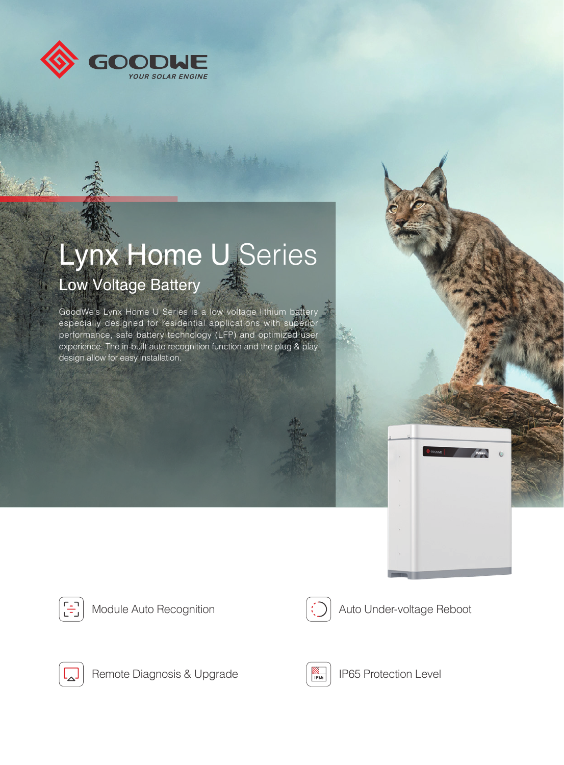GOODWE
YOUR SOLAR ENGINE

# Lynx Home U Series

## Low Voltage Battery

GoodWe's Lynx Home U Series is a low voltage lithium battery especially designed for residential applications with superior performance, safe battery technology (LFP) and optimized user experience. The in-built auto recognition function and the plug & play design allow for easy installation.

- Module Auto Recognition
- Auto Under-voltage Reboot
- Remote Diagnosis & Upgrade
- IP65 Protection Level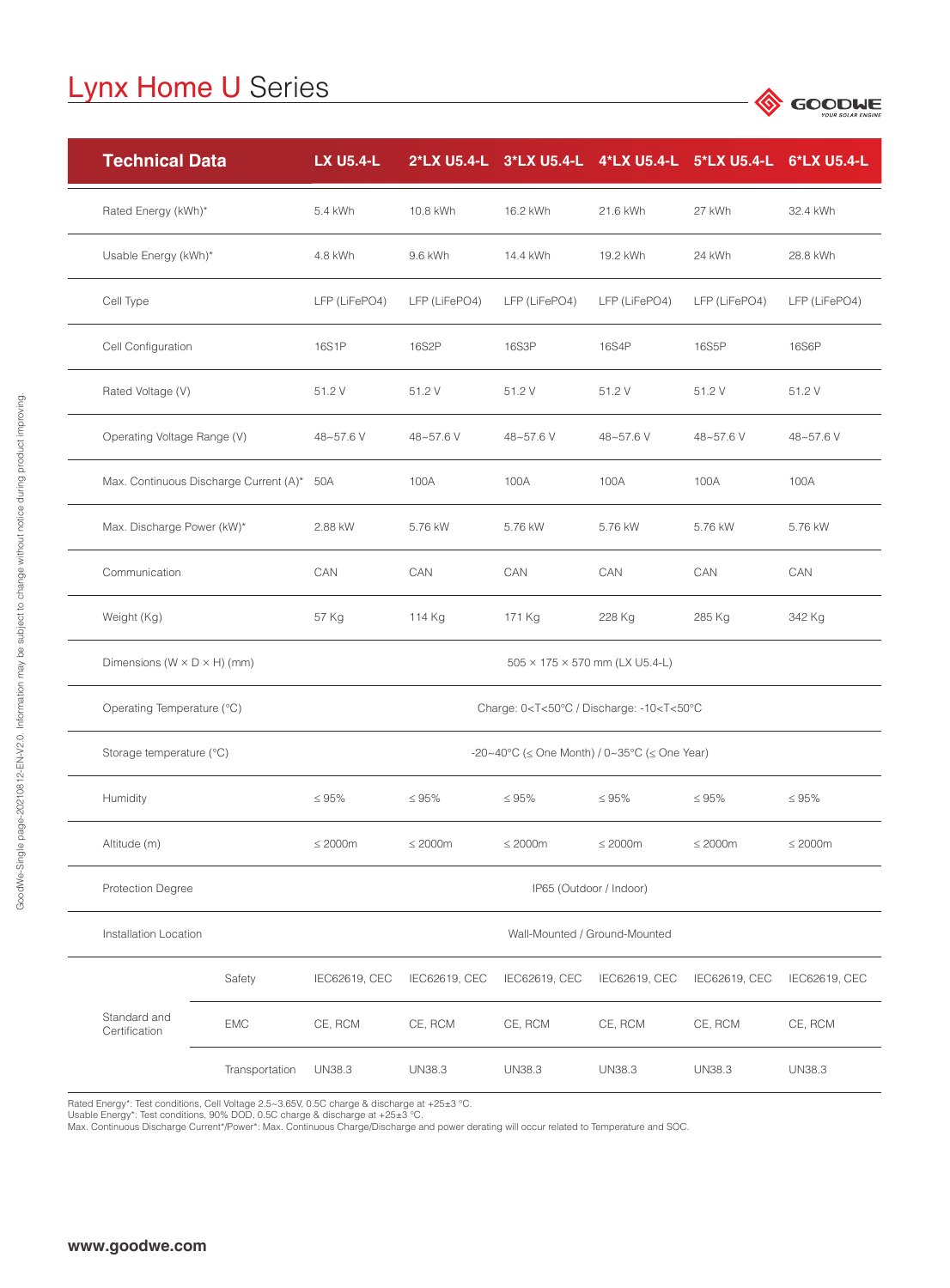# Lynx Home U Series

| Technical Data | | LX U5.4-L | 2*LX U5.4-L | 3*LX U5.4-L | 4*LX U5.4-L | 5*LX U5.4-L | 6*LX U5.4-L |
|---|---|---|---|---|---|---|---|
| Rated Energy (kWh)* | | 5.4 kWh | 10.8 kWh | 16.2 kWh | 21.6 kWh | 27 kWh | 32.4 kWh |
| Usable Energy (kWh)* | | 4.8 kWh | 9.6 kWh | 14.4 kWh | 19.2 kWh | 24 kWh | 28.8 kWh |
| Cell Type | | LFP (LiFePO4) | LFP (LiFePO4) | LFP (LiFePO4) | LFP (LiFePO4) | LFP (LiFePO4) | LFP (LiFePO4) |
| Cell Configuration | | 16S1P | 16S2P | 16S3P | 16S4P | 16S5P | 16S6P |
| Rated Voltage (V) | | 51.2 V | 51.2 V | 51.2 V | 51.2 V | 51.2 V | 51.2 V |
| Operating Voltage Range (V) | | 48~57.6 V | 48~57.6 V | 48~57.6 V | 48~57.6 V | 48~57.6 V | 48~57.6 V |
| Max. Continuous Discharge Current (A)* | | 50A | 100A | 100A | 100A | 100A | 100A |
| Max. Discharge Power (kW)* | | 2.88 kW | 5.76 kW | 5.76 kW | 5.76 kW | 5.76 kW | 5.76 kW |
| Communication | | CAN | CAN | CAN | CAN | CAN | CAN |
| Weight (Kg) | | 57 Kg | 114 Kg | 171 Kg | 228 Kg | 285 Kg | 342 Kg |
| Dimensions (W × D × H) (mm) | | 505 × 175 × 570 mm (LX U5.4-L) | | | | | |
| Operating Temperature (°C) | | Charge: 0<T<50°C / Discharge: -10<T<50°C | | | | | |
| Storage temperature (°C) | | -20~40°C (≤ One Month) / 0~35°C (≤ One Year) | | | | | |
| Humidity | | ≤ 95% | ≤ 95% | ≤ 95% | ≤ 95% | ≤ 95% | ≤ 95% |
| Altitude (m) | | ≤ 2000m | ≤ 2000m | ≤ 2000m | ≤ 2000m | ≤ 2000m | ≤ 2000m |
| Protection Degree | | IP65 (Outdoor / Indoor) | | | | | |
| Installation Location | | Wall-Mounted / Ground-Mounted | | | | | |
| Standard and Certification | Safety | IEC62619, CEC | IEC62619, CEC | IEC62619, CEC | IEC62619, CEC | IEC62619, CEC | IEC62619, CEC |
| | EMC | CE, RCM | CE, RCM | CE, RCM | CE, RCM | CE, RCM | CE, RCM |
| | Transportation | UN38.3 | UN38.3 | UN38.3 | UN38.3 | UN38.3 | UN38.3 |

Rated Energy*: Test conditions, Cell Voltage 2.5~3.65V, 0.5C charge & discharge at +25±3 °C.
Usable Energy*: Test conditions, 90% DOD, 0.5C charge & discharge at +25±3 °C.
Max. Continuous Discharge Current*/Power*: Max. Continuous Charge/Discharge and power derating will occur related to Temperature and SOC.

GoodWe-Single page-20210812-EN-V2.0. Information may be subject to change without notice during product improving.

www.goodwe.com